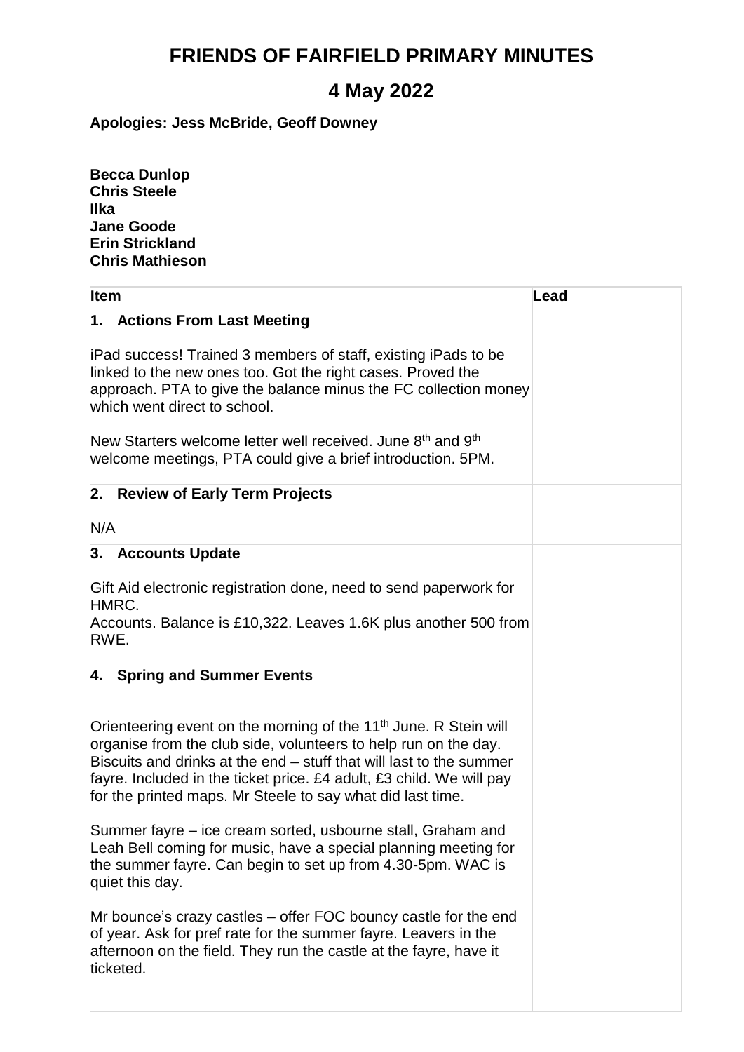# FRIENDS OF FAIRFIELD PRIMARY MINUTES

## 4 May 2022

**Apologies: Jess McBride, Geoff Downey**

**Becca Dunlop**
**Chris Steele**
**Ilka**
**Jane Goode**
**Erin Strickland**
**Chris Mathieson**

| Item | Lead |
|---|---|
| **1. Actions From Last Meeting**<br><br>iPad success! Trained 3 members of staff, existing iPads to be linked to the new ones too. Got the right cases. Proved the approach. PTA to give the balance minus the FC collection money which went direct to school.<br><br>New Starters welcome letter well received. June 8th and 9th welcome meetings, PTA could give a brief introduction. 5PM. | |
| **2. Review of Early Term Projects**<br><br>N/A | |
| **3. Accounts Update**<br><br>Gift Aid electronic registration done, need to send paperwork for HMRC.<br>Accounts. Balance is £10,322. Leaves 1.6K plus another 500 from RWE. | |
| **4. Spring and Summer Events**<br><br>Orienteering event on the morning of the 11th June. R Stein will organise from the club side, volunteers to help run on the day. Biscuits and drinks at the end – stuff that will last to the summer fayre. Included in the ticket price. £4 adult, £3 child. We will pay for the printed maps. Mr Steele to say what did last time.<br><br>Summer fayre – ice cream sorted, usbourne stall, Graham and Leah Bell coming for music, have a special planning meeting for the summer fayre. Can begin to set up from 4.30-5pm. WAC is quiet this day.<br><br>Mr bounce's crazy castles – offer FOC bouncy castle for the end of year. Ask for pref rate for the summer fayre. Leavers in the afternoon on the field. They run the castle at the fayre, have it ticketed. | |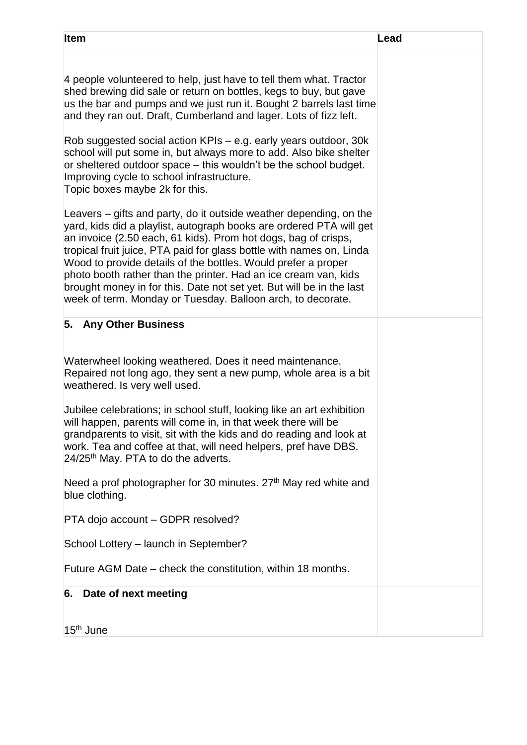| Item | Lead |
| --- | --- |
| 4 people volunteered to help, just have to tell them what. Tractor shed brewing did sale or return on bottles, kegs to buy, but gave us the bar and pumps and we just run it. Bought 2 barrels last time and they ran out. Draft, Cumberland and lager. Lots of fizz left.<br><br>Rob suggested social action KPIs – e.g. early years outdoor, 30k school will put some in, but always more to add. Also bike shelter or sheltered outdoor space – this wouldn't be the school budget. Improving cycle to school infrastructure.<br>Topic boxes maybe 2k for this.<br><br>Leavers – gifts and party, do it outside weather depending, on the yard, kids did a playlist, autograph books are ordered PTA will get an invoice (2.50 each, 61 kids). Prom hot dogs, bag of crisps, tropical fruit juice, PTA paid for glass bottle with names on, Linda Wood to provide details of the bottles. Would prefer a proper photo booth rather than the printer. Had an ice cream van, kids brought money in for this. Date not set yet. But will be in the last week of term. Monday or Tuesday. Balloon arch, to decorate. | |
| **5. Any Other Business**<br><br>Waterwheel looking weathered. Does it need maintenance. Repaired not long ago, they sent a new pump, whole area is a bit weathered. Is very well used.<br><br>Jubilee celebrations; in school stuff, looking like an art exhibition will happen, parents will come in, in that week there will be grandparents to visit, sit with the kids and do reading and look at work. Tea and coffee at that, will need helpers, pref have DBS. 24/25th May. PTA to do the adverts.<br><br>Need a prof photographer for 30 minutes. 27th May red white and blue clothing.<br><br>PTA dojo account – GDPR resolved?<br><br>School Lottery – launch in September?<br><br>Future AGM Date – check the constitution, within 18 months. | |
| **6. Date of next meeting**<br><br>15th June | |